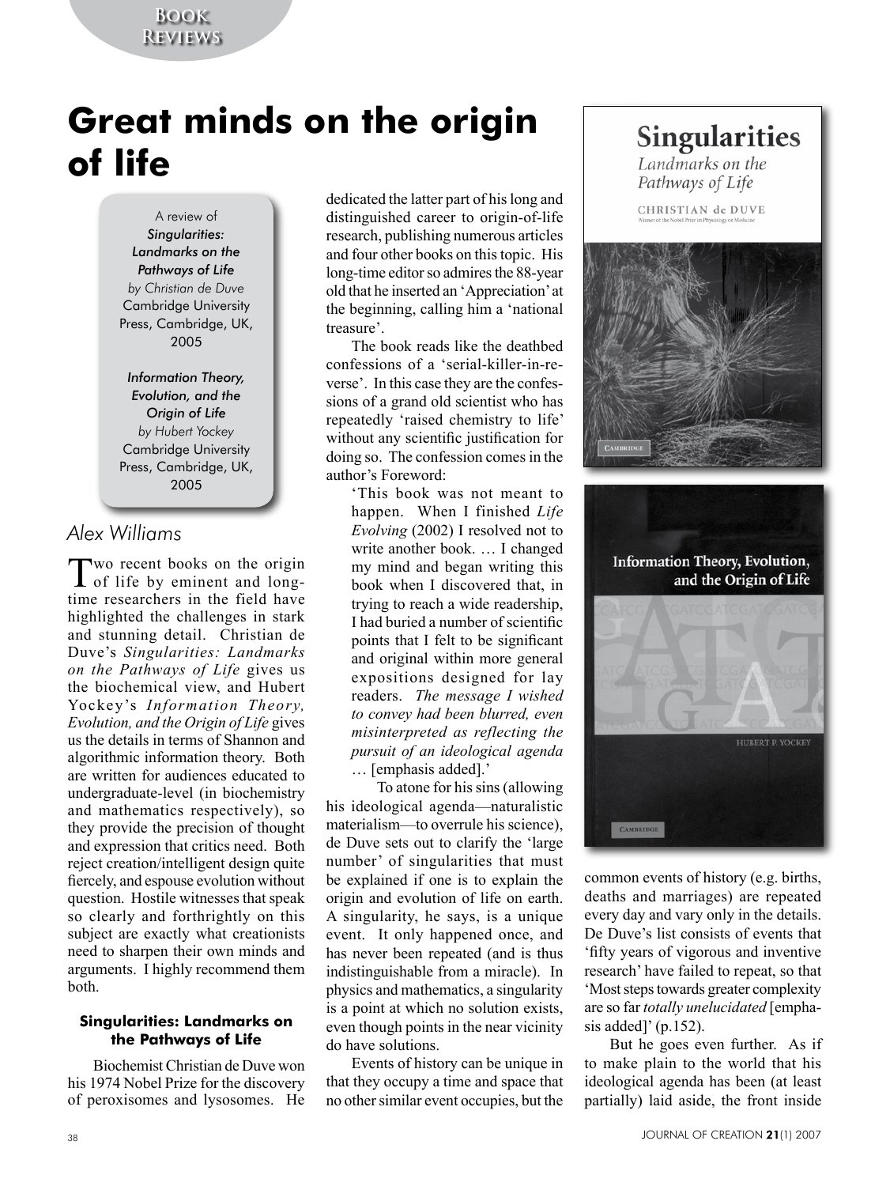# Great minds on the origin of life

A review of
*Singularities: Landmarks on the Pathways of Life*
*by Christian de Duve*
Cambridge University Press, Cambridge, UK, 2005

*Information Theory, Evolution, and the Origin of Life*
*by Hubert Yockey*
Cambridge University Press, Cambridge, UK, 2005

*Alex Williams*

Two recent books on the origin of life by eminent and long-time researchers in the field have highlighted the challenges in stark and stunning detail. Christian de Duve's *Singularities: Landmarks on the Pathways of Life* gives us the biochemical view, and Hubert Yockey's *Information Theory, Evolution, and the Origin of Life* gives us the details in terms of Shannon and algorithmic information theory. Both are written for audiences educated to undergraduate-level (in biochemistry and mathematics respectively), so they provide the precision of thought and expression that critics need. Both reject creation/intelligent design quite fiercely, and espouse evolution without question. Hostile witnesses that speak so clearly and forthrightly on this subject are exactly what creationists need to sharpen their own minds and arguments. I highly recommend them both.

### Singularities: Landmarks on the Pathways of Life

Biochemist Christian de Duve won his 1974 Nobel Prize for the discovery of peroxisomes and lysosomes. He dedicated the latter part of his long and distinguished career to origin-of-life research, publishing numerous articles and four other books on this topic. His long-time editor so admires the 88-year old that he inserted an 'Appreciation' at the beginning, calling him a 'national treasure'.

The book reads like the deathbed confessions of a 'serial-killer-in-reverse'. In this case they are the confessions of a grand old scientist who has repeatedly 'raised chemistry to life' without any scientific justification for doing so. The confession comes in the author's Foreword:

> 'This book was not meant to happen. When I finished *Life Evolving* (2002) I resolved not to write another book. … I changed my mind and began writing this book when I discovered that, in trying to reach a wide readership, I had buried a number of scientific points that I felt to be significant and original within more general expositions designed for lay readers. *The message I wished to convey had been blurred, even misinterpreted as reflecting the pursuit of an ideological agenda* … [emphasis added].'

To atone for his sins (allowing his ideological agenda—naturalistic materialism—to overrule his science), de Duve sets out to clarify the 'large number' of singularities that must be explained if one is to explain the origin and evolution of life on earth. A singularity, he says, is a unique event. It only happened once, and has never been repeated (and is thus indistinguishable from a miracle). In physics and mathematics, a singularity is a point at which no solution exists, even though points in the near vicinity do have solutions.

Events of history can be unique in that they occupy a time and space that no other similar event occupies, but the common events of history (e.g. births, deaths and marriages) are repeated every day and vary only in the details. De Duve's list consists of events that 'fifty years of vigorous and inventive research' have failed to repeat, so that 'Most steps towards greater complexity are so far *totally unelucidated* [emphasis added]' (p.152).

But he goes even further. As if to make plain to the world that his ideological agenda has been (at least partially) laid aside, the front inside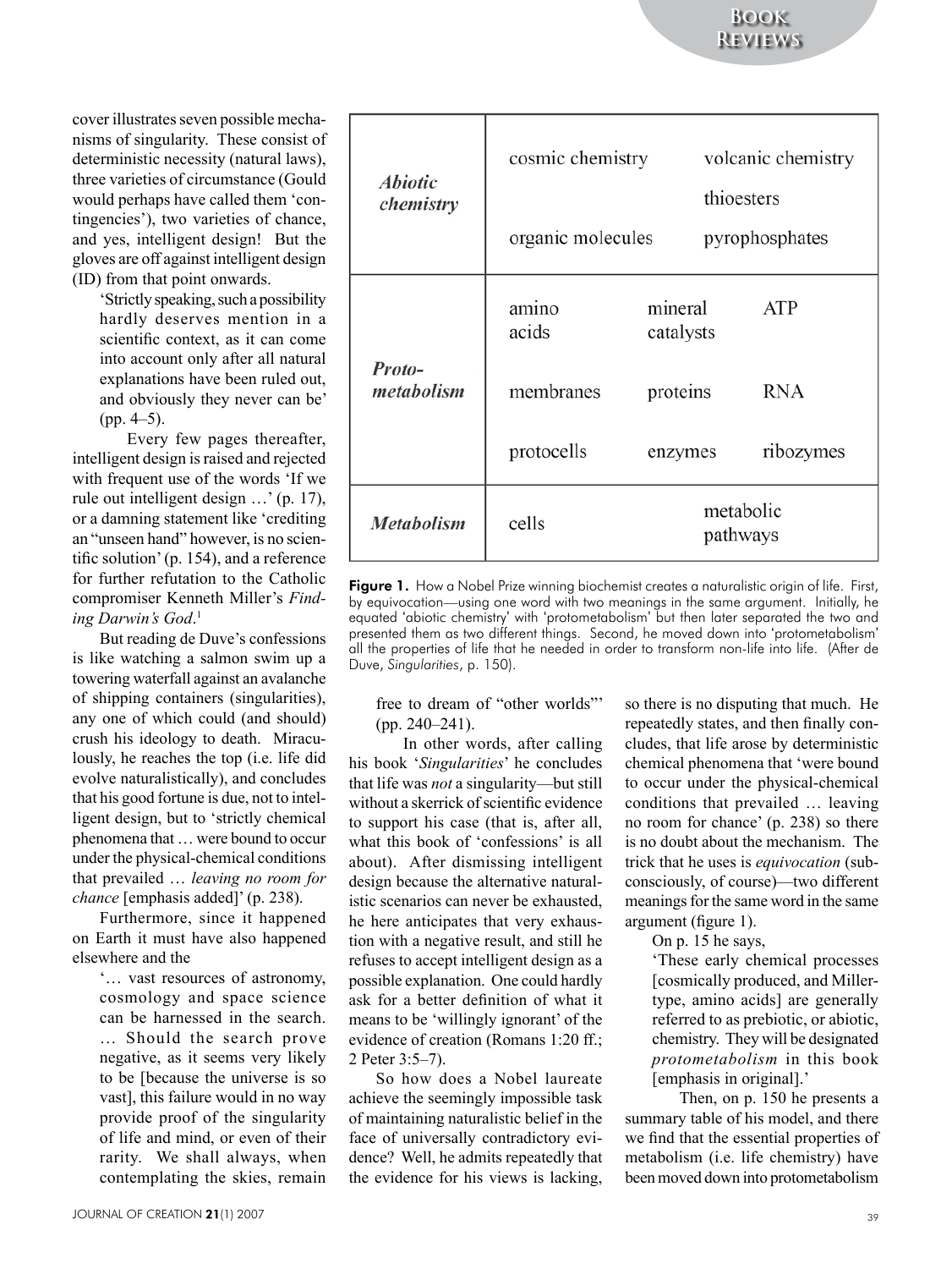cover illustrates seven possible mechanisms of singularity. These consist of deterministic necessity (natural laws), three varieties of circumstance (Gould would perhaps have called them 'contingencies'), two varieties of chance, and yes, intelligent design! But the gloves are off against intelligent design (ID) from that point onwards.

> 'Strictly speaking, such a possibility hardly deserves mention in a scientific context, as it can come into account only after all natural explanations have been ruled out, and obviously they never can be' (pp. 4–5).

Every few pages thereafter, intelligent design is raised and rejected with frequent use of the words 'If we rule out intelligent design …' (p. 17), or a damning statement like 'crediting an "unseen hand" however, is no scientific solution' (p. 154), and a reference for further refutation to the Catholic compromiser Kenneth Miller's *Finding Darwin's God*.[1]

But reading de Duve's confessions is like watching a salmon swim up a towering waterfall against an avalanche of shipping containers (singularities), any one of which could (and should) crush his ideology to death. Miraculously, he reaches the top (i.e. life did evolve naturalistically), and concludes that his good fortune is due, not to intelligent design, but to 'strictly chemical phenomena that … were bound to occur under the physical-chemical conditions that prevailed … *leaving no room for chance* [emphasis added]' (p. 238).

Furthermore, since it happened on Earth it must have also happened elsewhere and the

> '… vast resources of astronomy, cosmology and space science can be harnessed in the search. … Should the search prove negative, as it seems very likely to be [because the universe is so vast], this failure would in no way provide proof of the singularity of life and mind, or even of their rarity. We shall always, when contemplating the skies, remain free to dream of "other worlds"' (pp. 240–241).

In other words, after calling his book '*Singularities*' he concludes that life was *not* a singularity—but still without a skerrick of scientific evidence to support his case (that is, after all, what this book of 'confessions' is all about). After dismissing intelligent design because the alternative naturalistic scenarios can never be exhausted, he here anticipates that very exhaustion with a negative result, and still he refuses to accept intelligent design as a possible explanation. One could hardly ask for a better definition of what it means to be 'willingly ignorant' of the evidence of creation (Romans 1:20 ff.; 2 Peter 3:5–7).

So how does a Nobel laureate achieve the seemingly impossible task of maintaining naturalistic belief in the face of universally contradictory evidence? Well, he admits repeatedly that the evidence for his views is lacking, so there is no disputing that much. He repeatedly states, and then finally concludes, that life arose by deterministic chemical phenomena that 'were bound to occur under the physical-chemical conditions that prevailed … leaving no room for chance' (p. 238) so there is no doubt about the mechanism. The trick that he uses is *equivocation* (subconsciously, of course)—two different meanings for the same word in the same argument (figure 1).

| | | | |
|---|---|---|---|
| *Abiotic chemistry* | cosmic chemistry | | volcanic chemistry |
| | | | thioesters |
| | organic molecules | | pyrophosphates |
| *Proto-metabolism* | amino acids | mineral catalysts | ATP |
| | membranes | proteins | RNA |
| | protocells | enzymes | ribozymes |
| *Metabolism* | cells | metabolic pathways | |

**Figure 1.** How a Nobel Prize winning biochemist creates a naturalistic origin of life. First, by equivocation—using one word with two meanings in the same argument. Initially, he equated 'abiotic chemistry' with 'protometabolism' but then later separated the two and presented them as two different things. Second, he moved down into 'protometabolism' all the properties of life that he needed in order to transform non-life into life. (After de Duve, *Singularities*, p. 150).

On p. 15 he says,

> 'These early chemical processes [cosmically produced, and Miller-type, amino acids] are generally referred to as prebiotic, or abiotic, chemistry. They will be designated *protometabolism* in this book [emphasis in original].'

Then, on p. 150 he presents a summary table of his model, and there we find that the essential properties of metabolism (i.e. life chemistry) have been moved down into protometabolism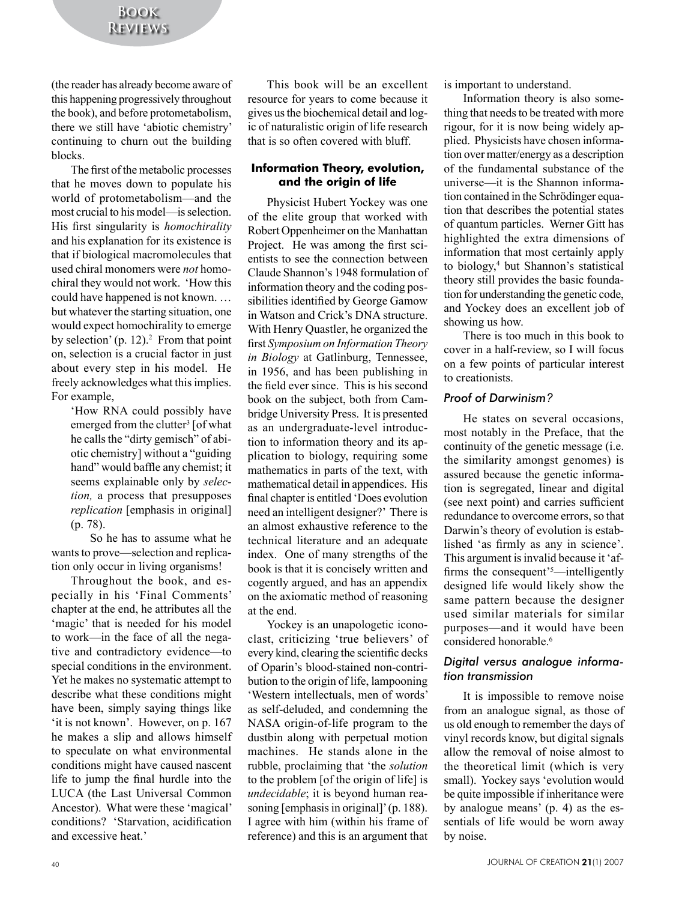(the reader has already become aware of this happening progressively throughout the book), and before protometabolism, there we still have 'abiotic chemistry' continuing to churn out the building blocks.

The first of the metabolic processes that he moves down to populate his world of protometabolism—and the most crucial to his model—is selection. His first singularity is *homochirality* and his explanation for its existence is that if biological macromolecules that used chiral monomers were *not* homochiral they would not work. 'How this could have happened is not known. … but whatever the starting situation, one would expect homochirality to emerge by selection' (p. 12).[2] From that point on, selection is a crucial factor in just about every step in his model. He freely acknowledges what this implies. For example,

> 'How RNA could possibly have emerged from the clutter[3] [of what he calls the "dirty gemisch" of abiotic chemistry] without a "guiding hand" would baffle any chemist; it seems explainable only by *selection,* a process that presupposes *replication* [emphasis in original] (p. 78).

So he has to assume what he wants to prove—selection and replication only occur in living organisms!

Throughout the book, and especially in his 'Final Comments' chapter at the end, he attributes all the 'magic' that is needed for his model to work—in the face of all the negative and contradictory evidence—to special conditions in the environment. Yet he makes no systematic attempt to describe what these conditions might have been, simply saying things like 'it is not known'. However, on p. 167 he makes a slip and allows himself to speculate on what environmental conditions might have caused nascent life to jump the final hurdle into the LUCA (the Last Universal Common Ancestor). What were these 'magical' conditions? 'Starvation, acidification and excessive heat.'

This book will be an excellent resource for years to come because it gives us the biochemical detail and logic of naturalistic origin of life research that is so often covered with bluff.

## Information Theory, evolution, and the origin of life

Physicist Hubert Yockey was one of the elite group that worked with Robert Oppenheimer on the Manhattan Project. He was among the first scientists to see the connection between Claude Shannon's 1948 formulation of information theory and the coding possibilities identified by George Gamow in Watson and Crick's DNA structure. With Henry Quastler, he organized the first *Symposium on Information Theory in Biology* at Gatlinburg, Tennessee, in 1956, and has been publishing in the field ever since. This is his second book on the subject, both from Cambridge University Press. It is presented as an undergraduate-level introduction to information theory and its application to biology, requiring some mathematics in parts of the text, with mathematical detail in appendices. His final chapter is entitled 'Does evolution need an intelligent designer?' There is an almost exhaustive reference to the technical literature and an adequate index. One of many strengths of the book is that it is concisely written and cogently argued, and has an appendix on the axiomatic method of reasoning at the end.

Yockey is an unapologetic iconoclast, criticizing 'true believers' of every kind, clearing the scientific decks of Oparin's blood-stained non-contribution to the origin of life, lampooning 'Western intellectuals, men of words' as self-deluded, and condemning the NASA origin-of-life program to the dustbin along with perpetual motion machines. He stands alone in the rubble, proclaiming that 'the *solution* to the problem [of the origin of life] is *undecidable*; it is beyond human reasoning [emphasis in original]' (p. 188). I agree with him (within his frame of reference) and this is an argument that is important to understand.

Information theory is also something that needs to be treated with more rigour, for it is now being widely applied. Physicists have chosen information over matter/energy as a description of the fundamental substance of the universe—it is the Shannon information contained in the Schrödinger equation that describes the potential states of quantum particles. Werner Gitt has highlighted the extra dimensions of information that most certainly apply to biology,[4] but Shannon's statistical theory still provides the basic foundation for understanding the genetic code, and Yockey does an excellent job of showing us how.

There is too much in this book to cover in a half-review, so I will focus on a few points of particular interest to creationists.

### *Proof of Darwinism?*

He states on several occasions, most notably in the Preface, that the continuity of the genetic message (i.e. the similarity amongst genomes) is assured because the genetic information is segregated, linear and digital (see next point) and carries sufficient redundance to overcome errors, so that Darwin's theory of evolution is established 'as firmly as any in science'. This argument is invalid because it 'affirms the consequent'[5]—intelligently designed life would likely show the same pattern because the designer used similar materials for similar purposes—and it would have been considered honorable.[6]

### *Digital versus analogue information transmission*

It is impossible to remove noise from an analogue signal, as those of us old enough to remember the days of vinyl records know, but digital signals allow the removal of noise almost to the theoretical limit (which is very small). Yockey says 'evolution would be quite impossible if inheritance were by analogue means' (p. 4) as the essentials of life would be worn away by noise.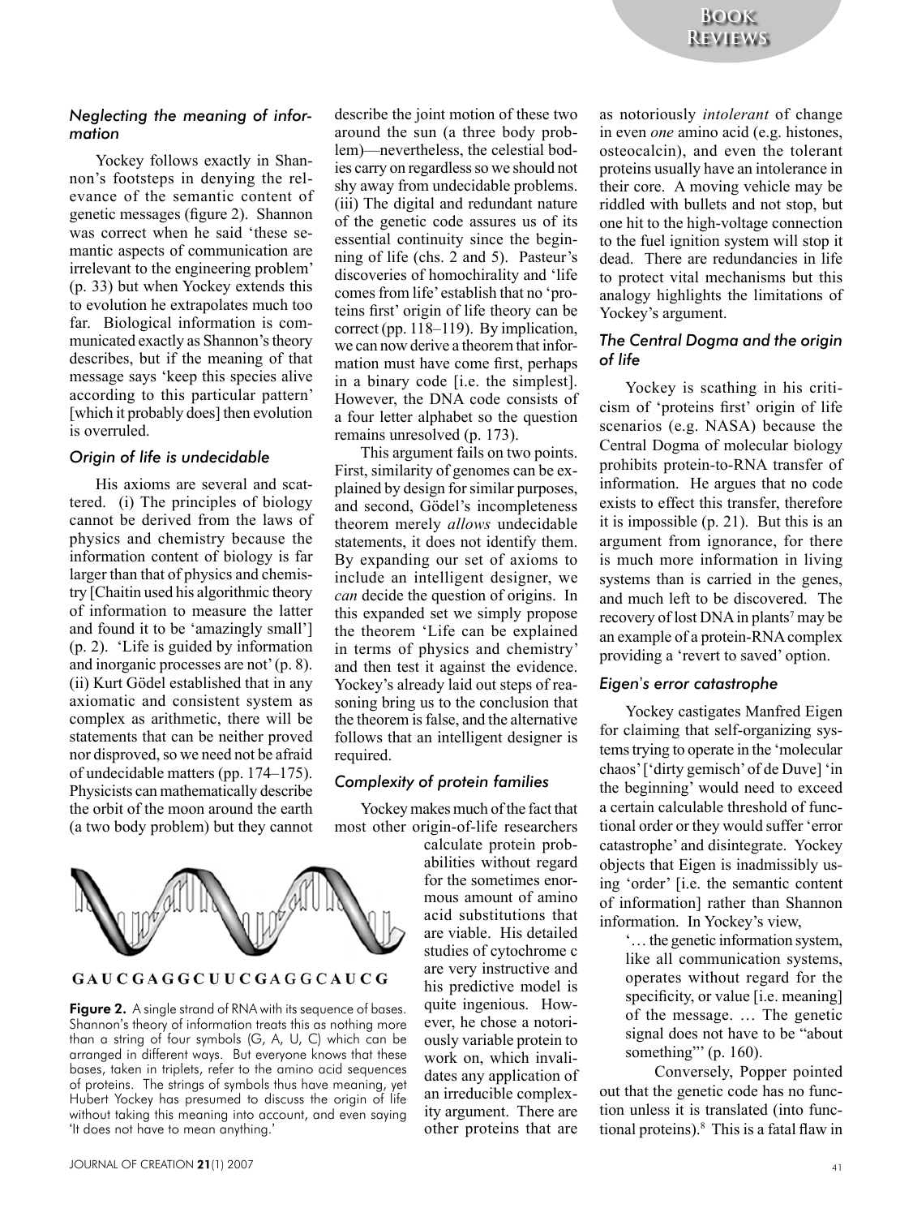### Neglecting the meaning of information

Yockey follows exactly in Shannon's footsteps in denying the relevance of the semantic content of genetic messages (figure 2). Shannon was correct when he said 'these semantic aspects of communication are irrelevant to the engineering problem' (p. 33) but when Yockey extends this to evolution he extrapolates much too far. Biological information is communicated exactly as Shannon's theory describes, but if the meaning of that message says 'keep this species alive according to this particular pattern' [which it probably does] then evolution is overruled.

### Origin of life is undecidable

His axioms are several and scattered. (i) The principles of biology cannot be derived from the laws of physics and chemistry because the information content of biology is far larger than that of physics and chemistry [Chaitin used his algorithmic theory of information to measure the latter and found it to be 'amazingly small'] (p. 2). 'Life is guided by information and inorganic processes are not' (p. 8). (ii) Kurt Gödel established that in any axiomatic and consistent system as complex as arithmetic, there will be statements that can be neither proved nor disproved, so we need not be afraid of undecidable matters (pp. 174–175). Physicists can mathematically describe the orbit of the moon around the earth (a two body problem) but they cannot describe the joint motion of these two around the sun (a three body problem)—nevertheless, the celestial bodies carry on regardless so we should not shy away from undecidable problems. (iii) The digital and redundant nature of the genetic code assures us of its essential continuity since the beginning of life (chs. 2 and 5). Pasteur's discoveries of homochirality and 'life comes from life' establish that no 'proteins first' origin of life theory can be correct (pp. 118–119). By implication, we can now derive a theorem that information must have come first, perhaps in a binary code [i.e. the simplest]. However, the DNA code consists of a four letter alphabet so the question remains unresolved (p. 173).

This argument fails on two points. First, similarity of genomes can be explained by design for similar purposes, and second, Gödel's incompleteness theorem merely *allows* undecidable statements, it does not identify them. By expanding our set of axioms to include an intelligent designer, we *can* decide the question of origins. In this expanded set we simply propose the theorem 'Life can be explained in terms of physics and chemistry' and then test it against the evidence. Yockey's already laid out steps of reasoning bring us to the conclusion that the theorem is false, and the alternative follows that an intelligent designer is required.

### Complexity of protein families

Yockey makes much of the fact that most other origin-of-life researchers calculate protein probabilities without regard for the sometimes enormous amount of amino acid substitutions that are viable. His detailed studies of cytochrome c are very instructive and his predictive model is quite ingenious. However, he chose a notoriously variable protein to work on, which invalidates any application of an irreducible complexity argument. There are other proteins that are as notoriously *intolerant* of change in even *one* amino acid (e.g. histones, osteocalcin), and even the tolerant proteins usually have an intolerance in their core. A moving vehicle may be riddled with bullets and not stop, but one hit to the high-voltage connection to the fuel ignition system will stop it dead. There are redundancies in life to protect vital mechanisms but this analogy highlights the limitations of Yockey's argument.

**G A U C G A G G C U U C G A G G C A U C G**

**Figure 2.** A single strand of RNA with its sequence of bases. Shannon's theory of information treats this as nothing more than a string of four symbols (G, A, U, C) which can be arranged in different ways. But everyone knows that these bases, taken in triplets, refer to the amino acid sequences of proteins. The strings of symbols thus have meaning, yet Hubert Yockey has presumed to discuss the origin of life without taking this meaning into account, and even saying 'It does not have to mean anything.'

### The Central Dogma and the origin of life

Yockey is scathing in his criticism of 'proteins first' origin of life scenarios (e.g. NASA) because the Central Dogma of molecular biology prohibits protein-to-RNA transfer of information. He argues that no code exists to effect this transfer, therefore it is impossible (p. 21). But this is an argument from ignorance, for there is much more information in living systems than is carried in the genes, and much left to be discovered. The recovery of lost DNA in plants[7] may be an example of a protein-RNA complex providing a 'revert to saved' option.

### Eigen's error catastrophe

Yockey castigates Manfred Eigen for claiming that self-organizing systems trying to operate in the 'molecular chaos' ['dirty gemisch' of de Duve] 'in the beginning' would need to exceed a certain calculable threshold of functional order or they would suffer 'error catastrophe' and disintegrate. Yockey objects that Eigen is inadmissibly using 'order' [i.e. the semantic content of information] rather than Shannon information. In Yockey's view,

> '… the genetic information system, like all communication systems, operates without regard for the specificity, or value [i.e. meaning] of the message. … The genetic signal does not have to be "about something"' (p. 160).

Conversely, Popper pointed out that the genetic code has no function unless it is translated (into functional proteins).[8] This is a fatal flaw in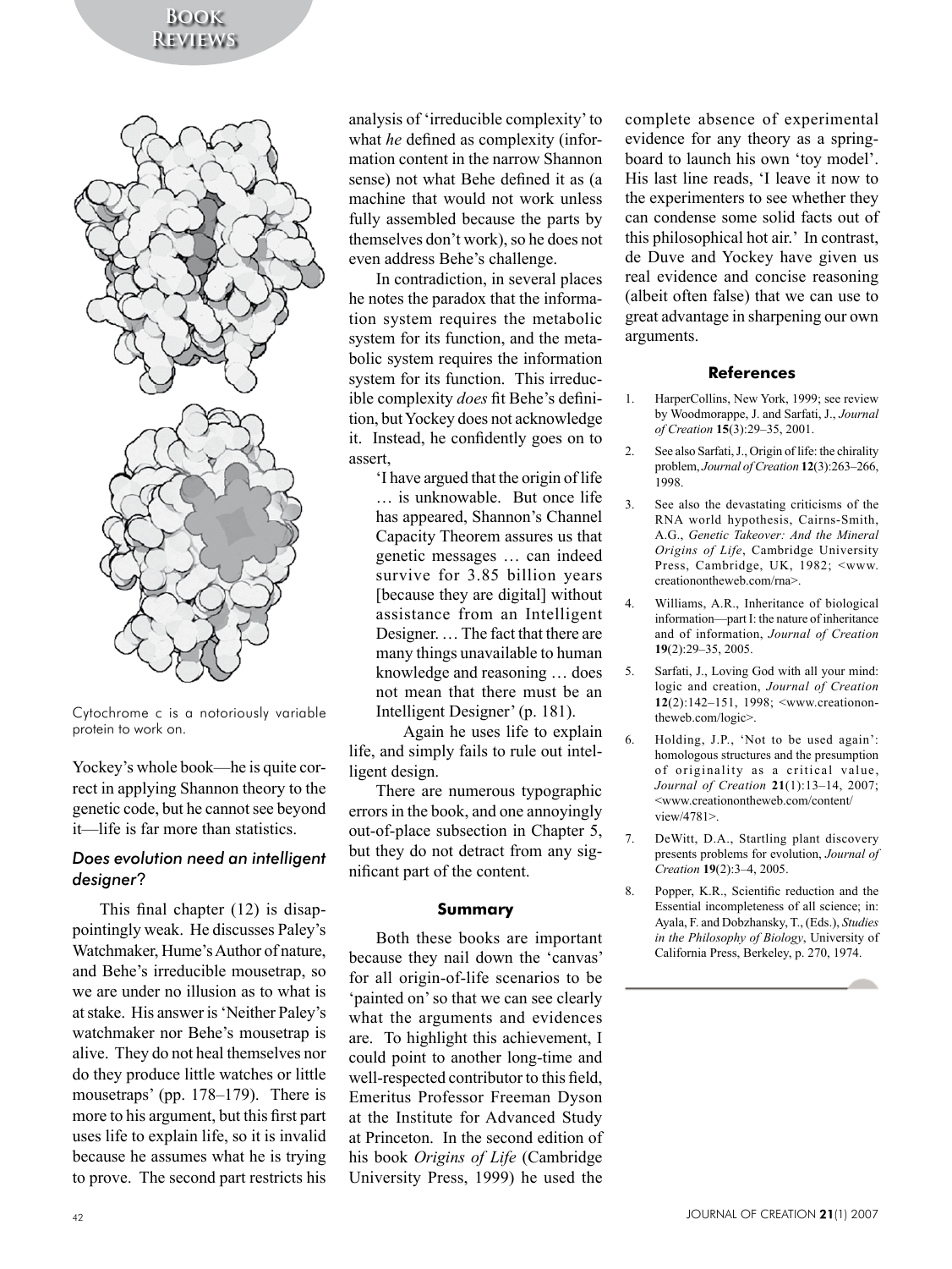Cytochrome c is a notoriously variable protein to work on.

Yockey's whole book—he is quite correct in applying Shannon theory to the genetic code, but he cannot see beyond it—life is far more than statistics.

### *Does evolution need an intelligent designer*?

This final chapter (12) is disappointingly weak. He discusses Paley's Watchmaker, Hume's Author of nature, and Behe's irreducible mousetrap, so we are under no illusion as to what is at stake. His answer is 'Neither Paley's watchmaker nor Behe's mousetrap is alive. They do not heal themselves nor do they produce little watches or little mousetraps' (pp. 178–179). There is more to his argument, but this first part uses life to explain life, so it is invalid because he assumes what he is trying to prove. The second part restricts his analysis of 'irreducible complexity' to what *he* defined as complexity (information content in the narrow Shannon sense) not what Behe defined it as (a machine that would not work unless fully assembled because the parts by themselves don't work), so he does not even address Behe's challenge.

In contradiction, in several places he notes the paradox that the information system requires the metabolic system for its function, and the metabolic system requires the information system for its function. This irreducible complexity *does* fit Behe's definition, but Yockey does not acknowledge it. Instead, he confidently goes on to assert,

> 'I have argued that the origin of life … is unknowable. But once life has appeared, Shannon's Channel Capacity Theorem assures us that genetic messages … can indeed survive for 3.85 billion years [because they are digital] without assistance from an Intelligent Designer. … The fact that there are many things unavailable to human knowledge and reasoning … does not mean that there must be an Intelligent Designer' (p. 181).

Again he uses life to explain life, and simply fails to rule out intelligent design.

There are numerous typographic errors in the book, and one annoyingly out-of-place subsection in Chapter 5, but they do not detract from any significant part of the content.

#### Summary

Both these books are important because they nail down the 'canvas' for all origin-of-life scenarios to be 'painted on' so that we can see clearly what the arguments and evidences are. To highlight this achievement, I could point to another long-time and well-respected contributor to this field, Emeritus Professor Freeman Dyson at the Institute for Advanced Study at Princeton. In the second edition of his book *Origins of Life* (Cambridge University Press, 1999) he used the complete absence of experimental evidence for any theory as a springboard to launch his own 'toy model'. His last line reads, 'I leave it now to the experimenters to see whether they can condense some solid facts out of this philosophical hot air.' In contrast, de Duve and Yockey have given us real evidence and concise reasoning (albeit often false) that we can use to great advantage in sharpening our own arguments.

#### References

1. HarperCollins, New York, 1999; see review by Woodmorappe, J. and Sarfati, J., *Journal of Creation* **15**(3):29–35, 2001.
2. See also Sarfati, J., Origin of life: the chirality problem, *Journal of Creation* **12**(3):263–266, 1998.
3. See also the devastating criticisms of the RNA world hypothesis, Cairns-Smith, A.G., *Genetic Takeover: And the Mineral Origins of Life*, Cambridge University Press, Cambridge, UK, 1982; <www.creationontheweb.com/rna>.
4. Williams, A.R., Inheritance of biological information—part I: the nature of inheritance and of information, *Journal of Creation* **19**(2):29–35, 2005.
5. Sarfati, J., Loving God with all your mind: logic and creation, *Journal of Creation* **12**(2):142–151, 1998; <www.creationontheweb.com/logic>.
6. Holding, J.P., 'Not to be used again': homologous structures and the presumption of originality as a critical value, *Journal of Creation* **21**(1):13–14, 2007; <www.creationontheweb.com/content/view/4781>.
7. DeWitt, D.A., Startling plant discovery presents problems for evolution, *Journal of Creation* **19**(2):3–4, 2005.
8. Popper, K.R., Scientific reduction and the Essential incompleteness of all science; in: Ayala, F. and Dobzhansky, T., (Eds.), *Studies in the Philosophy of Biology*, University of California Press, Berkeley, p. 270, 1974.